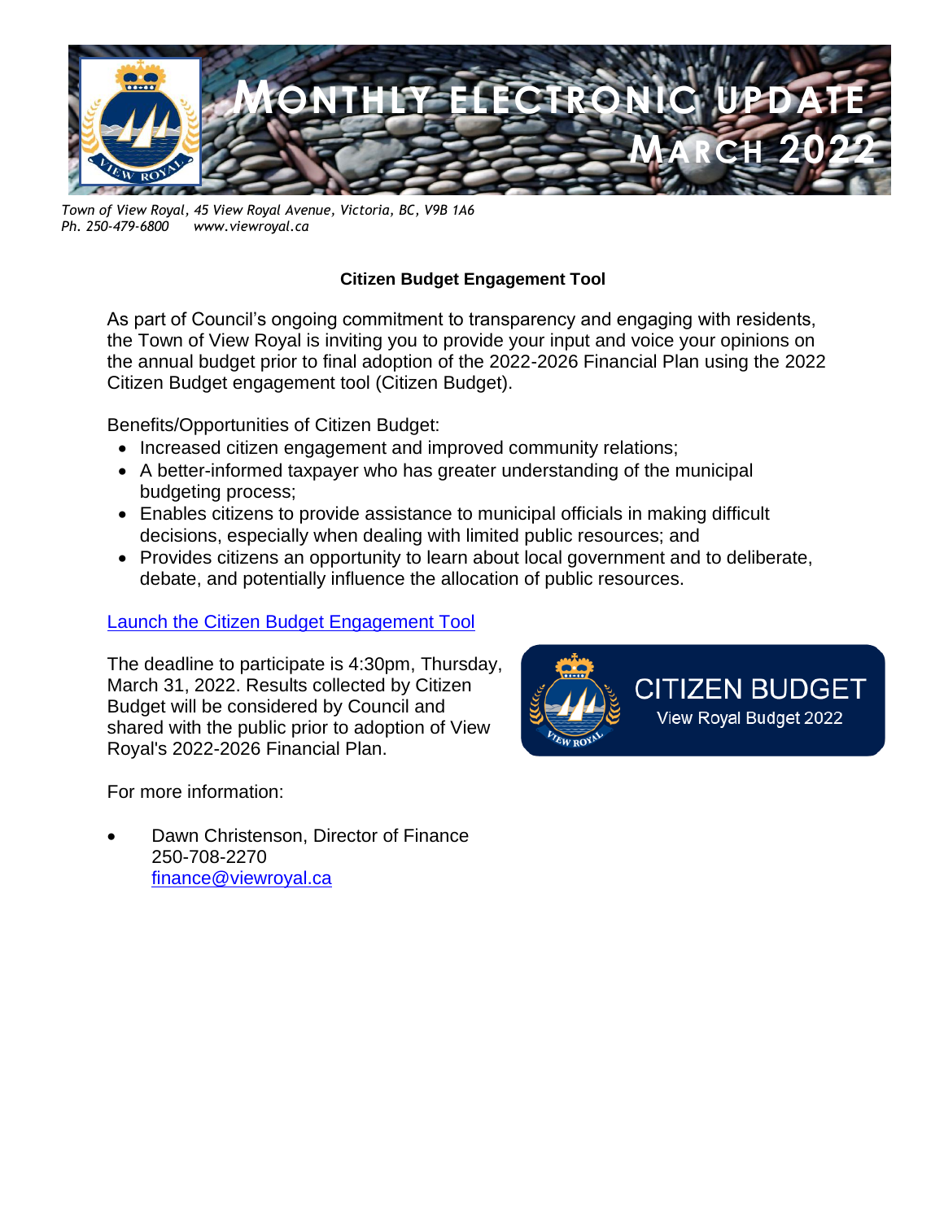# MONTHLY ELECTRONIC UPDATE
## MARCH 2022

*Town of View Royal, 45 View Royal Avenue, Victoria, BC, V9B 1A6*
*Ph. 250-479-6800 www.viewroyal.ca*

### Citizen Budget Engagement Tool

As part of Council's ongoing commitment to transparency and engaging with residents, the Town of View Royal is inviting you to provide your input and voice your opinions on the annual budget prior to final adoption of the 2022-2026 Financial Plan using the 2022 Citizen Budget engagement tool (Citizen Budget).

Benefits/Opportunities of Citizen Budget:

- Increased citizen engagement and improved community relations;
- A better-informed taxpayer who has greater understanding of the municipal budgeting process;
- Enables citizens to provide assistance to municipal officials in making difficult decisions, especially when dealing with limited public resources; and
- Provides citizens an opportunity to learn about local government and to deliberate, debate, and potentially influence the allocation of public resources.

Launch the Citizen Budget Engagement Tool

The deadline to participate is 4:30pm, Thursday, March 31, 2022. Results collected by Citizen Budget will be considered by Council and shared with the public prior to adoption of View Royal's 2022-2026 Financial Plan.

CITIZEN BUDGET
View Royal Budget 2022

For more information:

- Dawn Christenson, Director of Finance
  250-708-2270
  finance@viewroyal.ca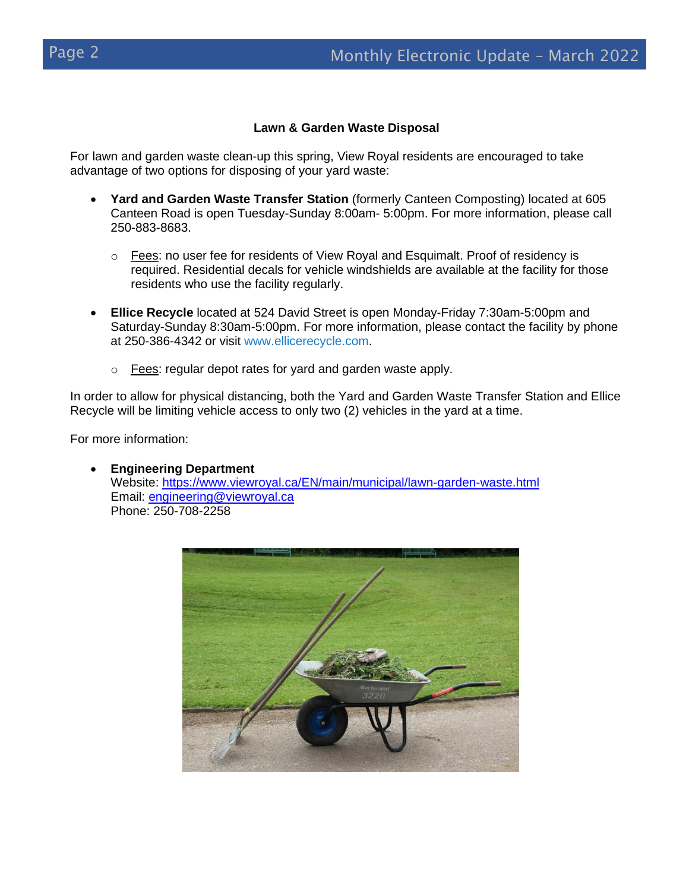### Lawn & Garden Waste Disposal

For lawn and garden waste clean-up this spring, View Royal residents are encouraged to take advantage of two options for disposing of your yard waste:

- **Yard and Garden Waste Transfer Station** (formerly Canteen Composting) located at 605 Canteen Road is open Tuesday-Sunday 8:00am- 5:00pm. For more information, please call 250-883-8683.
    - Fees: no user fee for residents of View Royal and Esquimalt. Proof of residency is required. Residential decals for vehicle windshields are available at the facility for those residents who use the facility regularly.
- **Ellice Recycle** located at 524 David Street is open Monday-Friday 7:30am-5:00pm and Saturday-Sunday 8:30am-5:00pm. For more information, please contact the facility by phone at 250-386-4342 or visit www.ellicerecycle.com.
    - Fees: regular depot rates for yard and garden waste apply.

In order to allow for physical distancing, both the Yard and Garden Waste Transfer Station and Ellice Recycle will be limiting vehicle access to only two (2) vehicles in the yard at a time.

For more information:

- **Engineering Department**
  Website: https://www.viewroyal.ca/EN/main/municipal/lawn-garden-waste.html
  Email: engineering@viewroyal.ca
  Phone: 250-708-2258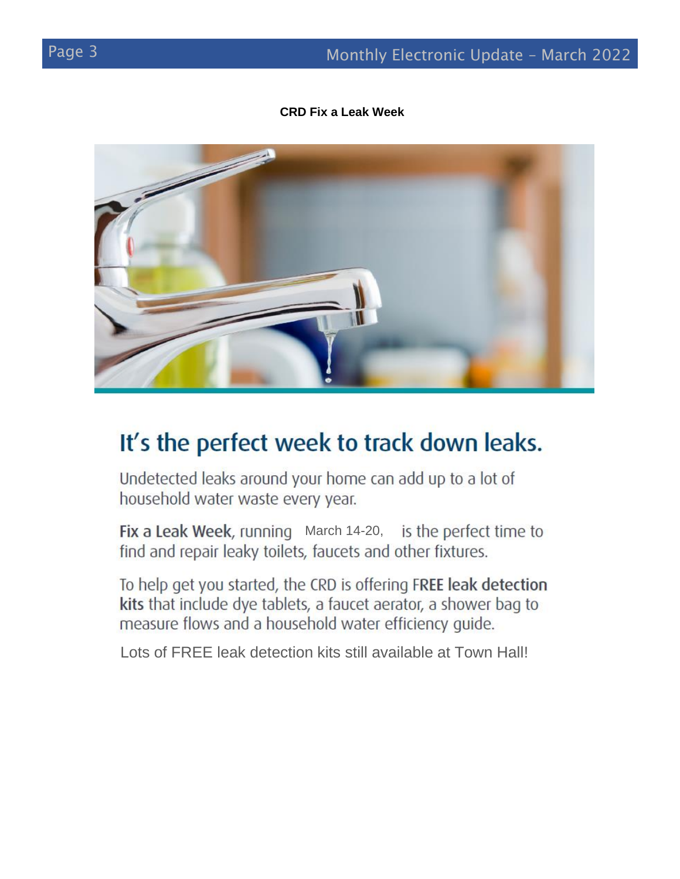**CRD Fix a Leak Week**

# It's the perfect week to track down leaks.

Undetected leaks around your home can add up to a lot of household water waste every year.

**Fix a Leak Week**, running March 14-20, is the perfect time to find and repair leaky toilets, faucets and other fixtures.

To help get you started, the CRD is offering **FREE leak detection kits** that include dye tablets, a faucet aerator, a shower bag to measure flows and a household water efficiency guide.

Lots of FREE leak detection kits still available at Town Hall!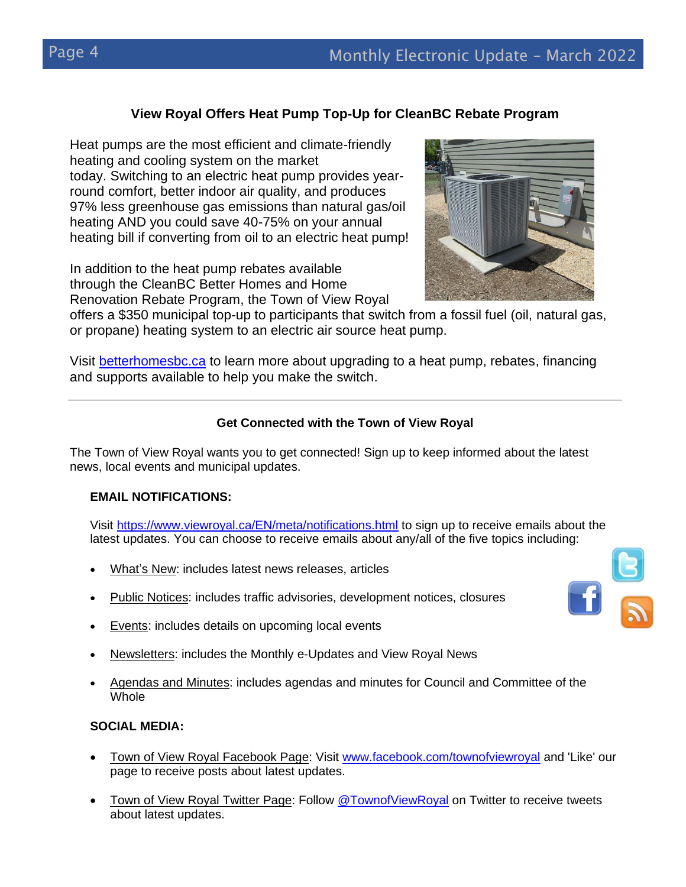## View Royal Offers Heat Pump Top-Up for CleanBC Rebate Program

Heat pumps are the most efficient and climate-friendly heating and cooling system on the market today. Switching to an electric heat pump provides year-round comfort, better indoor air quality, and produces 97% less greenhouse gas emissions than natural gas/oil heating AND you could save 40-75% on your annual heating bill if converting from oil to an electric heat pump!

In addition to the heat pump rebates available through the CleanBC Better Homes and Home Renovation Rebate Program, the Town of View Royal offers a $350 municipal top-up to participants that switch from a fossil fuel (oil, natural gas, or propane) heating system to an electric air source heat pump.

Visit [betterhomesbc.ca](betterhomesbc.ca) to learn more about upgrading to a heat pump, rebates, financing and supports available to help you make the switch.

---

## Get Connected with the Town of View Royal

The Town of View Royal wants you to get connected! Sign up to keep informed about the latest news, local events and municipal updates.

**EMAIL NOTIFICATIONS:**

Visit [https://www.viewroyal.ca/EN/meta/notifications.html](https://www.viewroyal.ca/EN/meta/notifications.html) to sign up to receive emails about the latest updates. You can choose to receive emails about any/all of the five topics including:

- What's New: includes latest news releases, articles
- Public Notices: includes traffic advisories, development notices, closures
- Events: includes details on upcoming local events
- Newsletters: includes the Monthly e-Updates and View Royal News
- Agendas and Minutes: includes agendas and minutes for Council and Committee of the Whole

**SOCIAL MEDIA:**

- Town of View Royal Facebook Page: Visit [www.facebook.com/townofviewroyal](www.facebook.com/townofviewroyal) and 'Like' our page to receive posts about latest updates.
- Town of View Royal Twitter Page: Follow @TownofViewRoyal on Twitter to receive tweets about latest updates.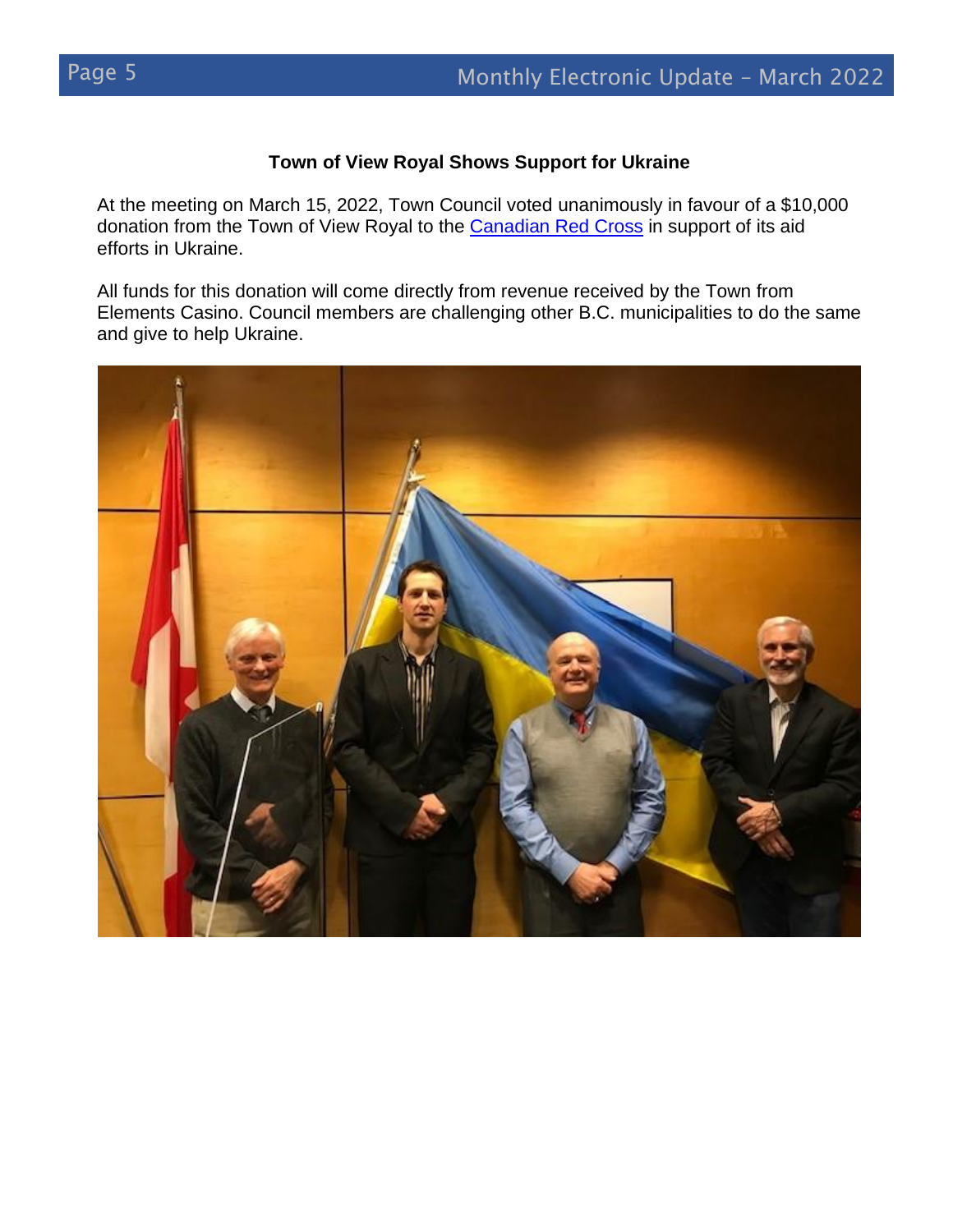### Town of View Royal Shows Support for Ukraine

At the meeting on March 15, 2022, Town Council voted unanimously in favour of a $10,000 donation from the Town of View Royal to the Canadian Red Cross in support of its aid efforts in Ukraine.

All funds for this donation will come directly from revenue received by the Town from Elements Casino. Council members are challenging other B.C. municipalities to do the same and give to help Ukraine.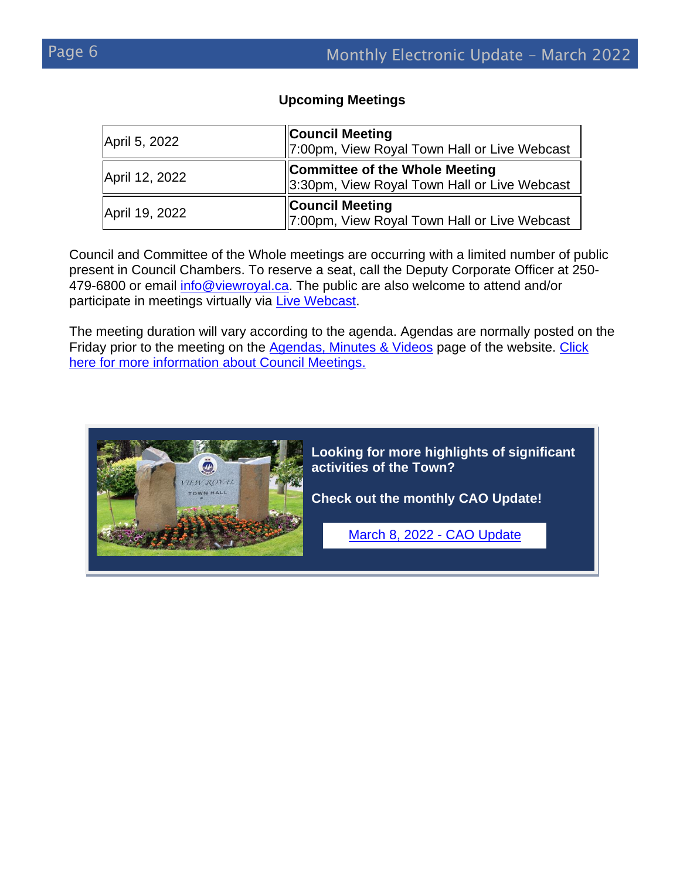## Upcoming Meetings

| | |
|---|---|
| April 5, 2022 | **Council Meeting** 7:00pm, View Royal Town Hall or Live Webcast |
| April 12, 2022 | **Committee of the Whole Meeting** 3:30pm, View Royal Town Hall or Live Webcast |
| April 19, 2022 | **Council Meeting** 7:00pm, View Royal Town Hall or Live Webcast |

Council and Committee of the Whole meetings are occurring with a limited number of public present in Council Chambers. To reserve a seat, call the Deputy Corporate Officer at 250-479-6800 or email info@viewroyal.ca. The public are also welcome to attend and/or participate in meetings virtually via Live Webcast.

The meeting duration will vary according to the agenda. Agendas are normally posted on the Friday prior to the meeting on the Agendas, Minutes & Videos page of the website. Click here for more information about Council Meetings.

**Looking for more highlights of significant activities of the Town?**

**Check out the monthly CAO Update!**

March 8, 2022 - CAO Update